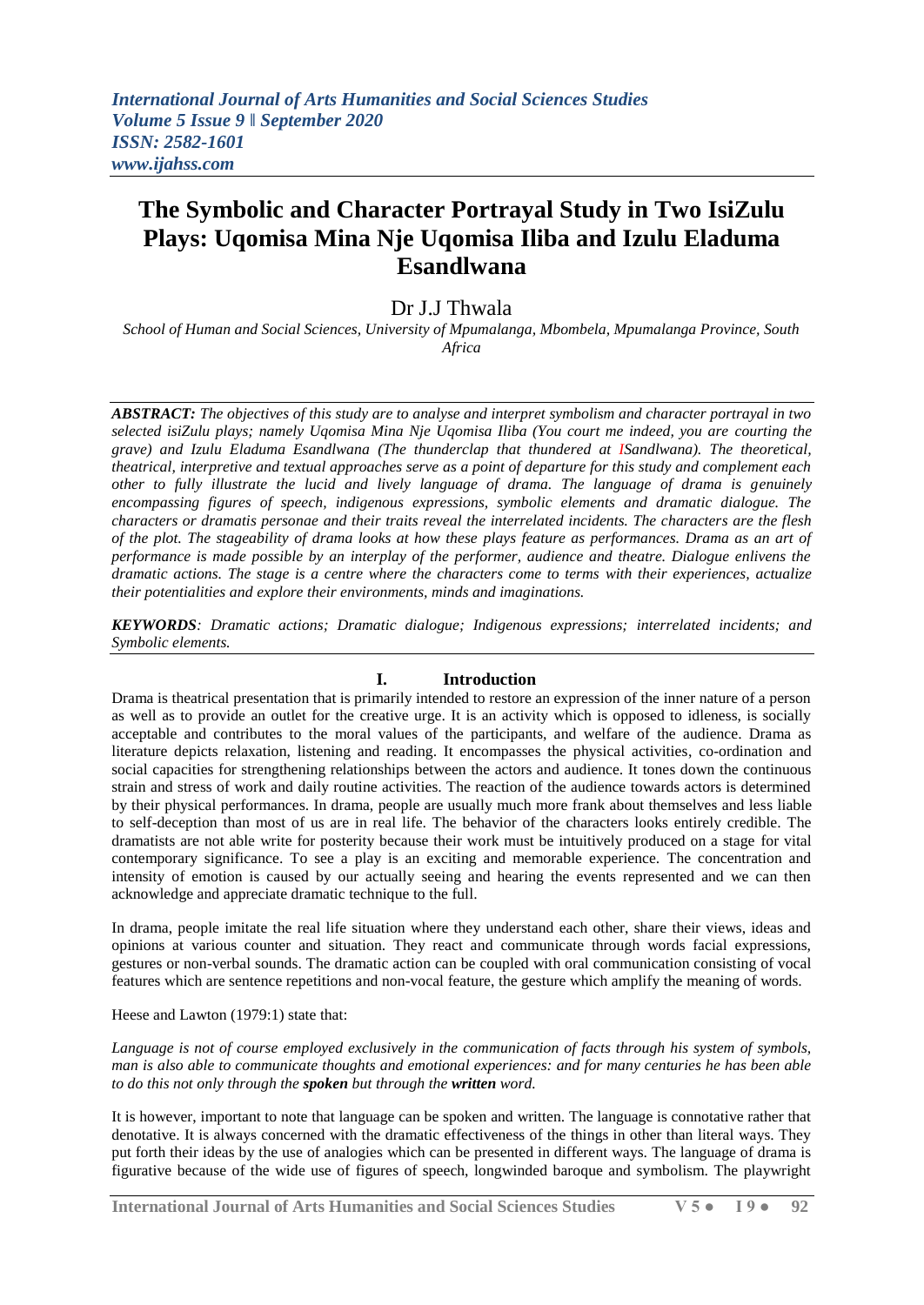# The Symbolic and Character Portrayal Study in Two IsiZulu Plays: Uqomisa Mina Nje Uqomisa Iliba and Izulu Eladuma Esandlwana

Dr J.J Thwala

*School of Human and Social Sciences, University of Mpumalanga, Mbombela, Mpumalanga Province, South Africa*

***ABSTRACT:*** *The objectives of this study are to analyse and interpret symbolism and character portrayal in two selected isiZulu plays; namely Uqomisa Mina Nje Uqomisa Iliba (You court me indeed, you are courting the grave) and Izulu Eladuma Esandlwana (The thunderclap that thundered at ISandlwana). The theoretical, theatrical, interpretive and textual approaches serve as a point of departure for this study and complement each other to fully illustrate the lucid and lively language of drama. The language of drama is genuinely encompassing figures of speech, indigenous expressions, symbolic elements and dramatic dialogue. The characters or dramatis personae and their traits reveal the interrelated incidents. The characters are the flesh of the plot. The stageability of drama looks at how these plays feature as performances. Drama as an art of performance is made possible by an interplay of the performer, audience and theatre. Dialogue enlivens the dramatic actions. The stage is a centre where the characters come to terms with their experiences, actualize their potentialities and explore their environments, minds and imaginations.*

***KEYWORDS****: Dramatic actions; Dramatic dialogue; Indigenous expressions; interrelated incidents; and Symbolic elements.*

## I. Introduction

Drama is theatrical presentation that is primarily intended to restore an expression of the inner nature of a person as well as to provide an outlet for the creative urge. It is an activity which is opposed to idleness, is socially acceptable and contributes to the moral values of the participants, and welfare of the audience. Drama as literature depicts relaxation, listening and reading. It encompasses the physical activities, co-ordination and social capacities for strengthening relationships between the actors and audience. It tones down the continuous strain and stress of work and daily routine activities. The reaction of the audience towards actors is determined by their physical performances. In drama, people are usually much more frank about themselves and less liable to self-deception than most of us are in real life. The behavior of the characters looks entirely credible. The dramatists are not able write for posterity because their work must be intuitively produced on a stage for vital contemporary significance. To see a play is an exciting and memorable experience. The concentration and intensity of emotion is caused by our actually seeing and hearing the events represented and we can then acknowledge and appreciate dramatic technique to the full.

In drama, people imitate the real life situation where they understand each other, share their views, ideas and opinions at various counter and situation. They react and communicate through words facial expressions, gestures or non-verbal sounds. The dramatic action can be coupled with oral communication consisting of vocal features which are sentence repetitions and non-vocal feature, the gesture which amplify the meaning of words.

Heese and Lawton (1979:1) state that:

*Language is not of course employed exclusively in the communication of facts through his system of symbols, man is also able to communicate thoughts and emotional experiences: and for many centuries he has been able to do this not only through the **spoken** but through the **written** word.*

It is however, important to note that language can be spoken and written. The language is connotative rather that denotative. It is always concerned with the dramatic effectiveness of the things in other than literal ways. They put forth their ideas by the use of analogies which can be presented in different ways. The language of drama is figurative because of the wide use of figures of speech, longwinded baroque and symbolism. The playwright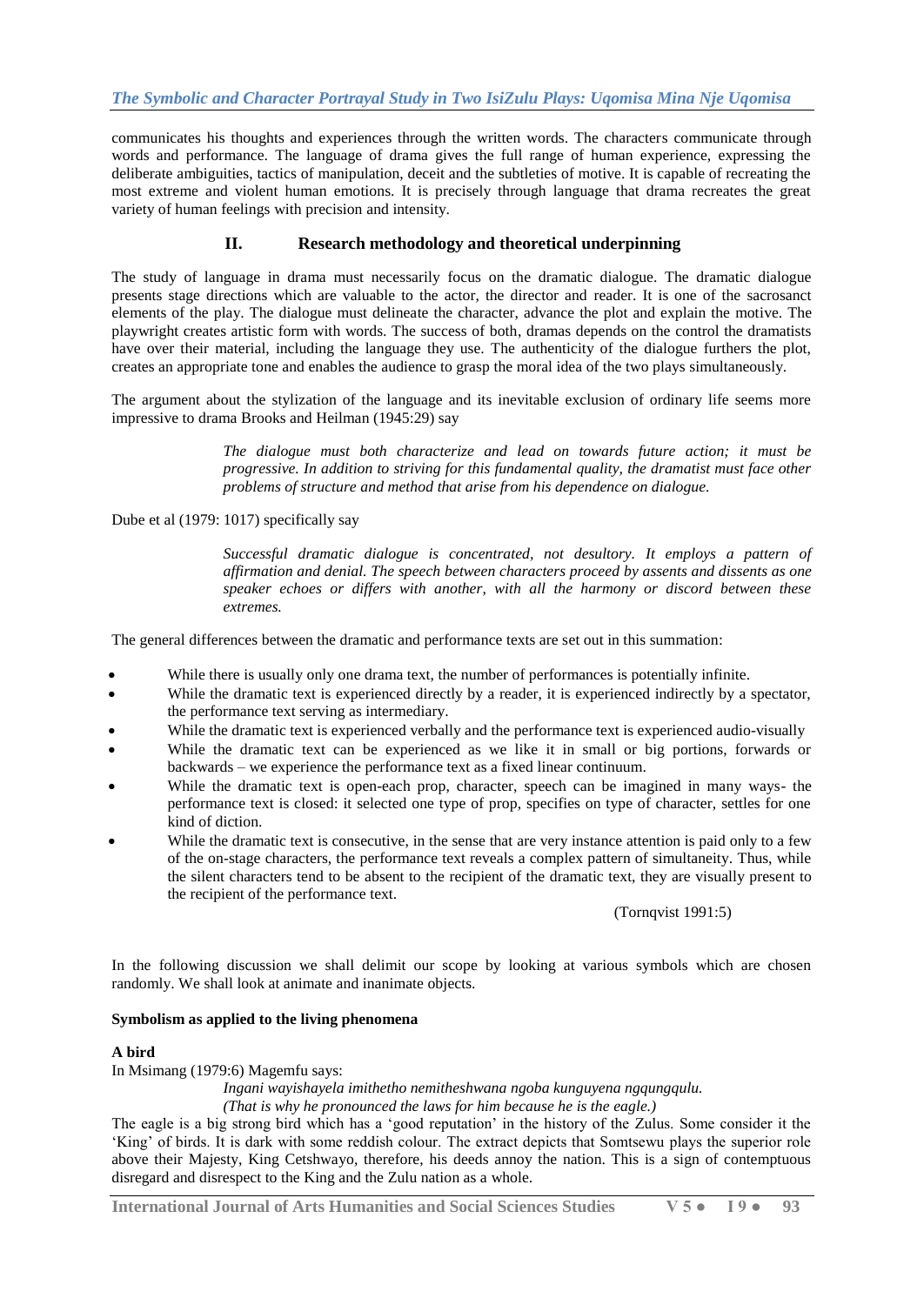communicates his thoughts and experiences through the written words. The characters communicate through words and performance. The language of drama gives the full range of human experience, expressing the deliberate ambiguities, tactics of manipulation, deceit and the subtleties of motive. It is capable of recreating the most extreme and violent human emotions. It is precisely through language that drama recreates the great variety of human feelings with precision and intensity.

## II. Research methodology and theoretical underpinning

The study of language in drama must necessarily focus on the dramatic dialogue. The dramatic dialogue presents stage directions which are valuable to the actor, the director and reader. It is one of the sacrosanct elements of the play. The dialogue must delineate the character, advance the plot and explain the motive. The playwright creates artistic form with words. The success of both, dramas depends on the control the dramatists have over their material, including the language they use. The authenticity of the dialogue furthers the plot, creates an appropriate tone and enables the audience to grasp the moral idea of the two plays simultaneously.

The argument about the stylization of the language and its inevitable exclusion of ordinary life seems more impressive to drama Brooks and Heilman (1945:29) say

> *The dialogue must both characterize and lead on towards future action; it must be progressive. In addition to striving for this fundamental quality, the dramatist must face other problems of structure and method that arise from his dependence on dialogue.*

Dube et al (1979: 1017) specifically say

> *Successful dramatic dialogue is concentrated, not desultory. It employs a pattern of affirmation and denial. The speech between characters proceed by assents and dissents as one speaker echoes or differs with another, with all the harmony or discord between these extremes.*

The general differences between the dramatic and performance texts are set out in this summation:

- While there is usually only one drama text, the number of performances is potentially infinite.
- While the dramatic text is experienced directly by a reader, it is experienced indirectly by a spectator, the performance text serving as intermediary.
- While the dramatic text is experienced verbally and the performance text is experienced audio-visually
- While the dramatic text can be experienced as we like it in small or big portions, forwards or backwards – we experience the performance text as a fixed linear continuum.
- While the dramatic text is open-each prop, character, speech can be imagined in many ways- the performance text is closed: it selected one type of prop, specifies on type of character, settles for one kind of diction.
- While the dramatic text is consecutive, in the sense that are very instance attention is paid only to a few of the on-stage characters, the performance text reveals a complex pattern of simultaneity. Thus, while the silent characters tend to be absent to the recipient of the dramatic text, they are visually present to the recipient of the performance text.

(Tornqvist 1991:5)

In the following discussion we shall delimit our scope by looking at various symbols which are chosen randomly. We shall look at animate and inanimate objects.

**Symbolism as applied to the living phenomena**

**A bird**

In Msimang (1979:6) Magemfu says:

> *Ingani wayishayela imithetho nemitheshwana ngoba kunguyena ngqungqulu.*
> *(That is why he pronounced the laws for him because he is the eagle.)*

The eagle is a big strong bird which has a 'good reputation' in the history of the Zulus. Some consider it the 'King' of birds. It is dark with some reddish colour. The extract depicts that Somtsewu plays the superior role above their Majesty, King Cetshwayo, therefore, his deeds annoy the nation. This is a sign of contemptuous disregard and disrespect to the King and the Zulu nation as a whole.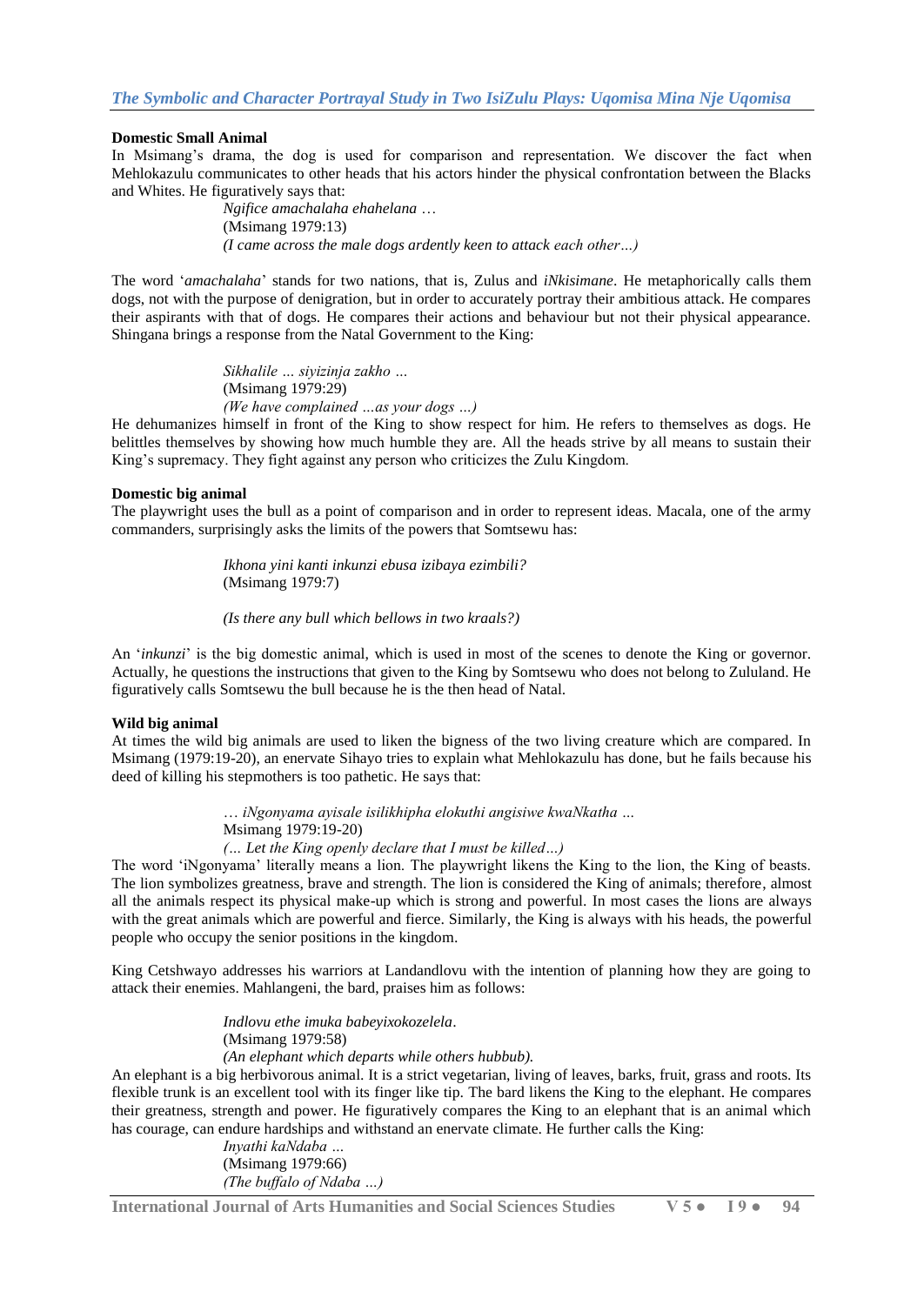#### Domestic Small Animal

In Msimang's drama, the dog is used for comparison and representation. We discover the fact when Mehlokazulu communicates to other heads that his actors hinder the physical confrontation between the Blacks and Whites. He figuratively says that:

> *Ngifice amachalaha ehahelana …*
> (Msimang 1979:13)
> *(I came across the male dogs ardently keen to attack each other…)*

The word '*amachalaha*' stands for two nations, that is, Zulus and *iNkisimane*. He metaphorically calls them dogs, not with the purpose of denigration, but in order to accurately portray their ambitious attack. He compares their aspirants with that of dogs. He compares their actions and behaviour but not their physical appearance. Shingana brings a response from the Natal Government to the King:

> *Sikhalile … siyizinja zakho …*
> (Msimang 1979:29)
> *(We have complained …as your dogs …)*

He dehumanizes himself in front of the King to show respect for him. He refers to themselves as dogs. He belittles themselves by showing how much humble they are. All the heads strive by all means to sustain their King's supremacy. They fight against any person who criticizes the Zulu Kingdom.

#### Domestic big animal

The playwright uses the bull as a point of comparison and in order to represent ideas. Macala, one of the army commanders, surprisingly asks the limits of the powers that Somtsewu has:

> *Ikhona yini kanti inkunzi ebusa izibaya ezimbili?*
> (Msimang 1979:7)
>
> *(Is there any bull which bellows in two kraals?)*

An '*inkunzi*' is the big domestic animal, which is used in most of the scenes to denote the King or governor. Actually, he questions the instructions that given to the King by Somtsewu who does not belong to Zululand. He figuratively calls Somtsewu the bull because he is the then head of Natal.

#### Wild big animal

At times the wild big animals are used to liken the bigness of the two living creature which are compared. In Msimang (1979:19-20), an enervate Sihayo tries to explain what Mehlokazulu has done, but he fails because his deed of killing his stepmothers is too pathetic. He says that:

> *… iNgonyama ayisale isilikhipha elokuthi angisiwe kwaNkatha …*
> Msimang 1979:19-20)
> *(… Let the King openly declare that I must be killed…)*

The word 'iNgonyama' literally means a lion. The playwright likens the King to the lion, the King of beasts. The lion symbolizes greatness, brave and strength. The lion is considered the King of animals; therefore, almost all the animals respect its physical make-up which is strong and powerful. In most cases the lions are always with the great animals which are powerful and fierce. Similarly, the King is always with his heads, the powerful people who occupy the senior positions in the kingdom.

King Cetshwayo addresses his warriors at Landandlovu with the intention of planning how they are going to attack their enemies. Mahlangeni, the bard, praises him as follows:

> *Indlovu ethe imuka babeyixokozelela*.
> (Msimang 1979:58)
> *(An elephant which departs while others hubbub).*

An elephant is a big herbivorous animal. It is a strict vegetarian, living of leaves, barks, fruit, grass and roots. Its flexible trunk is an excellent tool with its finger like tip. The bard likens the King to the elephant. He compares their greatness, strength and power. He figuratively compares the King to an elephant that is an animal which has courage, can endure hardships and withstand an enervate climate. He further calls the King:

> *Inyathi kaNdaba …*
> (Msimang 1979:66)
> *(The buffalo of Ndaba …)*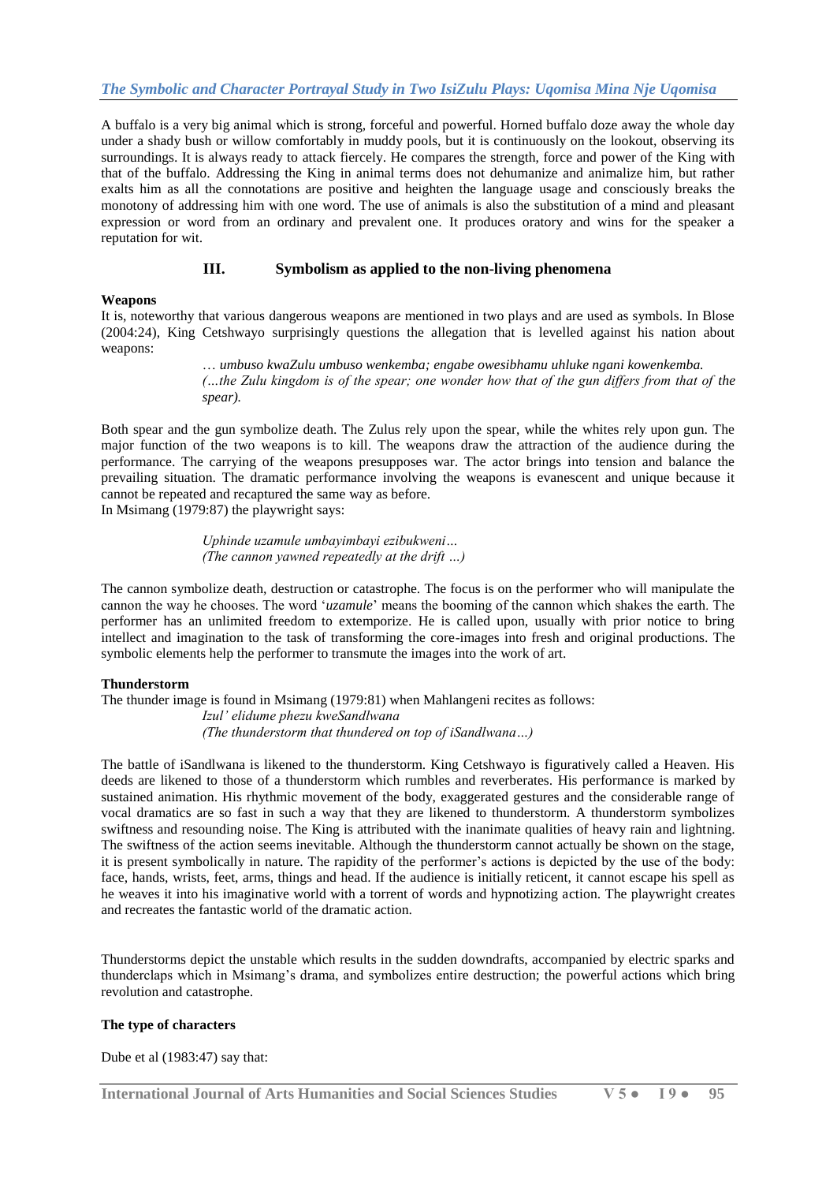A buffalo is a very big animal which is strong, forceful and powerful. Horned buffalo doze away the whole day under a shady bush or willow comfortably in muddy pools, but it is continuously on the lookout, observing its surroundings. It is always ready to attack fiercely. He compares the strength, force and power of the King with that of the buffalo. Addressing the King in animal terms does not dehumanize and animalize him, but rather exalts him as all the connotations are positive and heighten the language usage and consciously breaks the monotony of addressing him with one word. The use of animals is also the substitution of a mind and pleasant expression or word from an ordinary and prevalent one. It produces oratory and wins for the speaker a reputation for wit.

## III. Symbolism as applied to the non-living phenomena

**Weapons**

It is, noteworthy that various dangerous weapons are mentioned in two plays and are used as symbols. In Blose (2004:24), King Cetshwayo surprisingly questions the allegation that is levelled against his nation about weapons:

> *… umbuso kwaZulu umbuso wenkemba; engabe owesibhamu uhluke ngani kowenkemba.*
> *(…the Zulu kingdom is of the spear; one wonder how that of the gun differs from that of the spear).*

Both spear and the gun symbolize death. The Zulus rely upon the spear, while the whites rely upon gun. The major function of the two weapons is to kill. The weapons draw the attraction of the audience during the performance. The carrying of the weapons presupposes war. The actor brings into tension and balance the prevailing situation. The dramatic performance involving the weapons is evanescent and unique because it cannot be repeated and recaptured the same way as before.
In Msimang (1979:87) the playwright says:

> *Uphinde uzamule umbayimbayi ezibukweni…*
> *(The cannon yawned repeatedly at the drift …)*

The cannon symbolize death, destruction or catastrophe. The focus is on the performer who will manipulate the cannon the way he chooses. The word '*uzamule*' means the booming of the cannon which shakes the earth. The performer has an unlimited freedom to extemporize. He is called upon, usually with prior notice to bring intellect and imagination to the task of transforming the core-images into fresh and original productions. The symbolic elements help the performer to transmute the images into the work of art.

**Thunderstorm**

The thunder image is found in Msimang (1979:81) when Mahlangeni recites as follows:

> *Izul' elidume phezu kweSandlwana*
> *(The thunderstorm that thundered on top of iSandlwana…)*

The battle of iSandlwana is likened to the thunderstorm. King Cetshwayo is figuratively called a Heaven. His deeds are likened to those of a thunderstorm which rumbles and reverberates. His performance is marked by sustained animation. His rhythmic movement of the body, exaggerated gestures and the considerable range of vocal dramatics are so fast in such a way that they are likened to thunderstorm. A thunderstorm symbolizes swiftness and resounding noise. The King is attributed with the inanimate qualities of heavy rain and lightning. The swiftness of the action seems inevitable. Although the thunderstorm cannot actually be shown on the stage, it is present symbolically in nature. The rapidity of the performer's actions is depicted by the use of the body: face, hands, wrists, feet, arms, things and head. If the audience is initially reticent, it cannot escape his spell as he weaves it into his imaginative world with a torrent of words and hypnotizing action. The playwright creates and recreates the fantastic world of the dramatic action.

Thunderstorms depict the unstable which results in the sudden downdrafts, accompanied by electric sparks and thunderclaps which in Msimang's drama, and symbolizes entire destruction; the powerful actions which bring revolution and catastrophe.

**The type of characters**

Dube et al (1983:47) say that: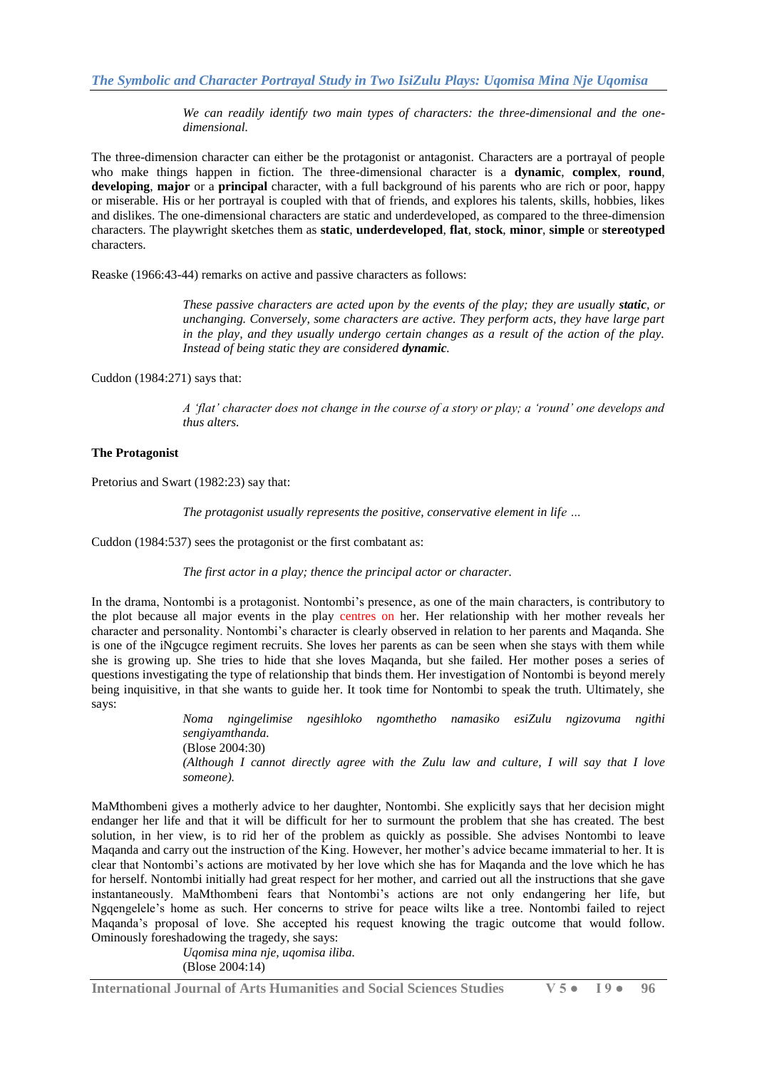> *We can readily identify two main types of characters: the three-dimensional and the one-dimensional.*

The three-dimension character can either be the protagonist or antagonist. Characters are a portrayal of people who make things happen in fiction. The three-dimensional character is a **dynamic**, **complex**, **round**, **developing**, **major** or a **principal** character, with a full background of his parents who are rich or poor, happy or miserable. His or her portrayal is coupled with that of friends, and explores his talents, skills, hobbies, likes and dislikes. The one-dimensional characters are static and underdeveloped, as compared to the three-dimension characters. The playwright sketches them as **static**, **underdeveloped**, **flat**, **stock**, **minor**, **simple** or **stereotyped** characters.

Reaske (1966:43-44) remarks on active and passive characters as follows:

> *These passive characters are acted upon by the events of the play; they are usually **static**, or unchanging. Conversely, some characters are active. They perform acts, they have large part in the play, and they usually undergo certain changes as a result of the action of the play. Instead of being static they are considered **dynamic**.*

Cuddon (1984:271) says that:

> *A 'flat' character does not change in the course of a story or play; a 'round' one develops and thus alters.*

**The Protagonist**

Pretorius and Swart (1982:23) say that:

> *The protagonist usually represents the positive, conservative element in life …*

Cuddon (1984:537) sees the protagonist or the first combatant as:

> *The first actor in a play; thence the principal actor or character.*

In the drama, Nontombi is a protagonist. Nontombi's presence, as one of the main characters, is contributory to the plot because all major events in the play centres on her. Her relationship with her mother reveals her character and personality. Nontombi's character is clearly observed in relation to her parents and Maqanda. She is one of the iNgcugce regiment recruits. She loves her parents as can be seen when she stays with them while she is growing up. She tries to hide that she loves Maqanda, but she failed. Her mother poses a series of questions investigating the type of relationship that binds them. Her investigation of Nontombi is beyond merely being inquisitive, in that she wants to guide her. It took time for Nontombi to speak the truth. Ultimately, she says:

> *Noma ngingelimise ngesihloko ngomthetho namasiko esiZulu ngizovuma ngithi sengiyamthanda.*
> (Blose 2004:30)
> *(Although I cannot directly agree with the Zulu law and culture, I will say that I love someone).*

MaMthombeni gives a motherly advice to her daughter, Nontombi. She explicitly says that her decision might endanger her life and that it will be difficult for her to surmount the problem that she has created. The best solution, in her view, is to rid her of the problem as quickly as possible. She advises Nontombi to leave Maqanda and carry out the instruction of the King. However, her mother's advice became immaterial to her. It is clear that Nontombi's actions are motivated by her love which she has for Maqanda and the love which he has for herself. Nontombi initially had great respect for her mother, and carried out all the instructions that she gave instantaneously. MaMthombeni fears that Nontombi's actions are not only endangering her life, but Ngqengelele's home as such. Her concerns to strive for peace wilts like a tree. Nontombi failed to reject Maqanda's proposal of love. She accepted his request knowing the tragic outcome that would follow. Ominously foreshadowing the tragedy, she says:

> *Uqomisa mina nje, uqomisa iliba.*
> (Blose 2004:14)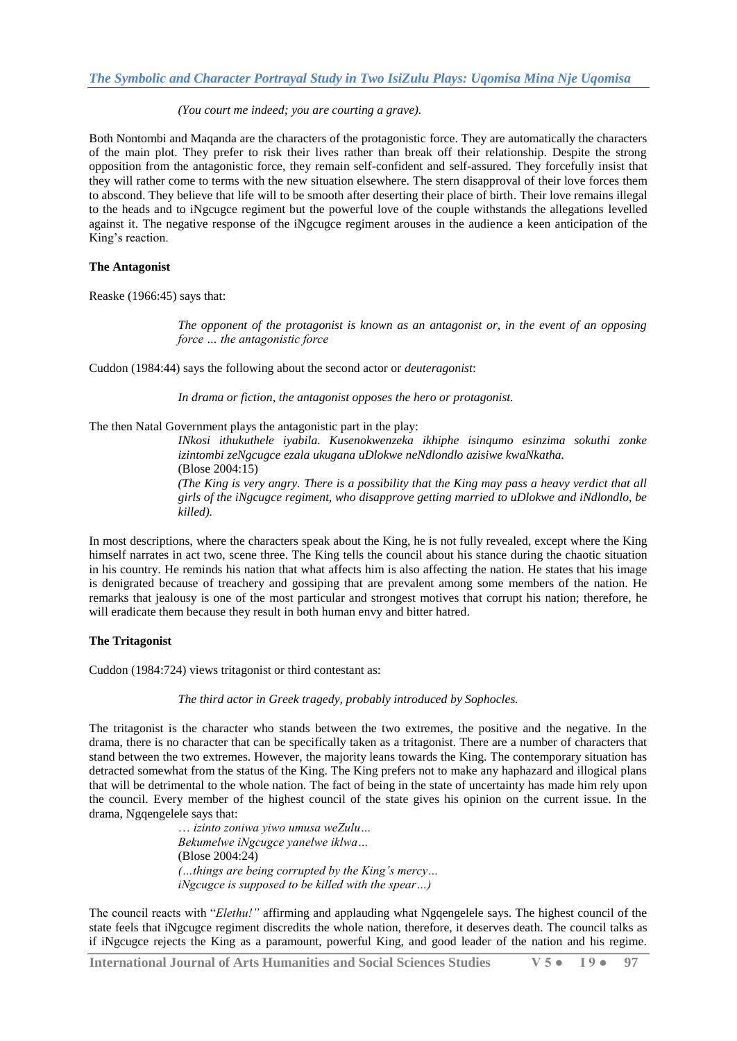*(You court me indeed; you are courting a grave).*

Both Nontombi and Maqanda are the characters of the protagonistic force. They are automatically the characters of the main plot. They prefer to risk their lives rather than break off their relationship. Despite the strong opposition from the antagonistic force, they remain self-confident and self-assured. They forcefully insist that they will rather come to terms with the new situation elsewhere. The stern disapproval of their love forces them to abscond. They believe that life will to be smooth after deserting their place of birth. Their love remains illegal to the heads and to iNgcugce regiment but the powerful love of the couple withstands the allegations levelled against it. The negative response of the iNgcugce regiment arouses in the audience a keen anticipation of the King's reaction.

**The Antagonist**

Reaske (1966:45) says that:

> *The opponent of the protagonist is known as an antagonist or, in the event of an opposing force … the antagonistic force*

Cuddon (1984:44) says the following about the second actor or *deuteragonist*:

> *In drama or fiction, the antagonist opposes the hero or protagonist.*

The then Natal Government plays the antagonistic part in the play:

> *INkosi ithukuthele iyabila. Kusenokwenzeka ikhiphe isinqumo esinzima sokuthi zonke izintombi zeNgcugce ezala ukugana uDlokwe neNdlondlo azisiwe kwaNkatha.*
> (Blose 2004:15)
> *(The King is very angry. There is a possibility that the King may pass a heavy verdict that all girls of the iNgcugce regiment, who disapprove getting married to uDlokwe and iNdlondlo, be killed).*

In most descriptions, where the characters speak about the King, he is not fully revealed, except where the King himself narrates in act two, scene three. The King tells the council about his stance during the chaotic situation in his country. He reminds his nation that what affects him is also affecting the nation. He states that his image is denigrated because of treachery and gossiping that are prevalent among some members of the nation. He remarks that jealousy is one of the most particular and strongest motives that corrupt his nation; therefore, he will eradicate them because they result in both human envy and bitter hatred.

**The Tritagonist**

Cuddon (1984:724) views tritagonist or third contestant as:

> *The third actor in Greek tragedy, probably introduced by Sophocles.*

The tritagonist is the character who stands between the two extremes, the positive and the negative. In the drama, there is no character that can be specifically taken as a tritagonist. There are a number of characters that stand between the two extremes. However, the majority leans towards the King. The contemporary situation has detracted somewhat from the status of the King. The King prefers not to make any haphazard and illogical plans that will be detrimental to the whole nation. The fact of being in the state of uncertainty has made him rely upon the council. Every member of the highest council of the state gives his opinion on the current issue. In the drama, Ngqengelele says that:

> *… izinto zoniwa yiwo umusa weZulu…*
> *Bekumelwe iNgcugce yanelwe iklwa…*
> (Blose 2004:24)
> *(…things are being corrupted by the King's mercy…*
> *iNgcugce is supposed to be killed with the spear…)*

The council reacts with "*Elethu!"* affirming and applauding what Ngqengelele says. The highest council of the state feels that iNgcugce regiment discredits the whole nation, therefore, it deserves death. The council talks as if iNgcugce rejects the King as a paramount, powerful King, and good leader of the nation and his regime.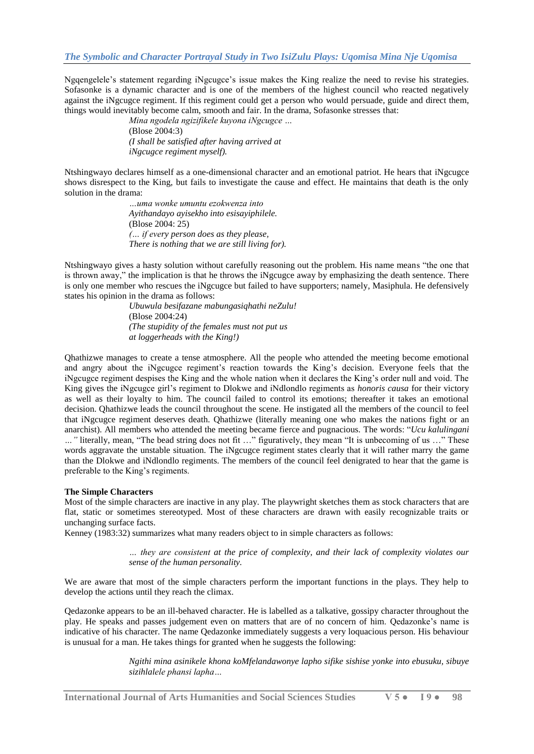Ngqengelele's statement regarding iNgcugce's issue makes the King realize the need to revise his strategies. Sofasonke is a dynamic character and is one of the members of the highest council who reacted negatively against the iNgcugce regiment. If this regiment could get a person who would persuade, guide and direct them, things would inevitably become calm, smooth and fair. In the drama, Sofasonke stresses that:

> *Mina ngodela ngizifikele kuyona iNgcugce …*
> (Blose 2004:3)
> *(I shall be satisfied after having arrived at*
> *iNgcugce regiment myself).*

Ntshingwayo declares himself as a one-dimensional character and an emotional patriot. He hears that iNgcugce shows disrespect to the King, but fails to investigate the cause and effect. He maintains that death is the only solution in the drama:

> *…uma wonke umuntu ezokwenza into*
> *Ayithandayo ayisekho into esisayiphilele.*
> (Blose 2004: 25)
> *(… if every person does as they please,*
> *There is nothing that we are still living for).*

Ntshingwayo gives a hasty solution without carefully reasoning out the problem. His name means "the one that is thrown away," the implication is that he throws the iNgcugce away by emphasizing the death sentence. There is only one member who rescues the iNgcugce but failed to have supporters; namely, Masiphula. He defensively states his opinion in the drama as follows:

> *Ubuwula besifazane mabungasiqhathi neZulu!*
> (Blose 2004:24)
> *(The stupidity of the females must not put us*
> *at loggerheads with the King!)*

Qhathizwe manages to create a tense atmosphere. All the people who attended the meeting become emotional and angry about the iNgcugce regiment's reaction towards the King's decision. Everyone feels that the iNgcugce regiment despises the King and the whole nation when it declares the King's order null and void. The King gives the iNgcugce girl's regiment to Dlokwe and iNdlondlo regiments as *honoris causa* for their victory as well as their loyalty to him. The council failed to control its emotions; thereafter it takes an emotional decision. Qhathizwe leads the council throughout the scene. He instigated all the members of the council to feel that iNgcugce regiment deserves death. Qhathizwe (literally meaning one who makes the nations fight or an anarchist). All members who attended the meeting became fierce and pugnacious. The words: "*Ucu kalulingani …"* literally, mean, "The bead string does not fit …" figuratively, they mean "It is unbecoming of us …" These words aggravate the unstable situation. The iNgcugce regiment states clearly that it will rather marry the game than the Dlokwe and iNdlondlo regiments. The members of the council feel denigrated to hear that the game is preferable to the King's regiments.

**The Simple Characters**

Most of the simple characters are inactive in any play. The playwright sketches them as stock characters that are flat, static or sometimes stereotyped. Most of these characters are drawn with easily recognizable traits or unchanging surface facts.

Kenney (1983:32) summarizes what many readers object to in simple characters as follows:

> *… they are consistent at the price of complexity, and their lack of complexity violates our sense of the human personality.*

We are aware that most of the simple characters perform the important functions in the plays. They help to develop the actions until they reach the climax.

Qedazonke appears to be an ill-behaved character. He is labelled as a talkative, gossipy character throughout the play. He speaks and passes judgement even on matters that are of no concern of him. Qedazonke's name is indicative of his character. The name Qedazonke immediately suggests a very loquacious person. His behaviour is unusual for a man. He takes things for granted when he suggests the following:

> *Ngithi mina asinikele khona koMfelandawonye lapho sifike sishise yonke into ebusuku, sibuye sizihlalele phansi lapha…*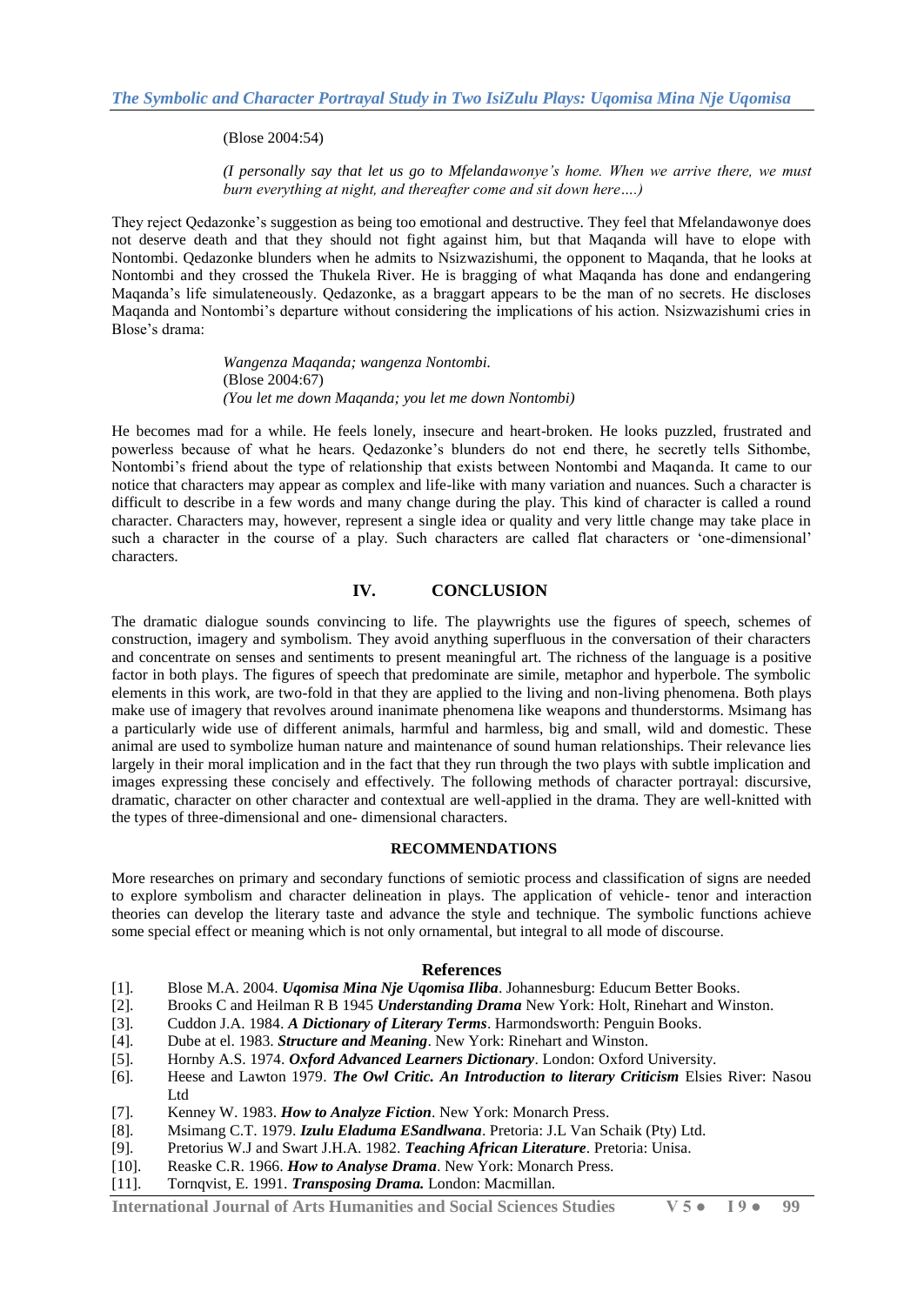(Blose 2004:54)

*(I personally say that let us go to Mfelandawonye's home. When we arrive there, we must burn everything at night, and thereafter come and sit down here….)*

They reject Qedazonke's suggestion as being too emotional and destructive. They feel that Mfelandawonye does not deserve death and that they should not fight against him, but that Maqanda will have to elope with Nontombi. Qedazonke blunders when he admits to Nsizwazishumi, the opponent to Maqanda, that he looks at Nontombi and they crossed the Thukela River. He is bragging of what Maqanda has done and endangering Maqanda's life simulateneously. Qedazonke, as a braggart appears to be the man of no secrets. He discloses Maqanda and Nontombi's departure without considering the implications of his action. Nsizwazishumi cries in Blose's drama:

*Wangenza Maqanda; wangenza Nontombi.*
(Blose 2004:67)
*(You let me down Maqanda; you let me down Nontombi)*

He becomes mad for a while. He feels lonely, insecure and heart-broken. He looks puzzled, frustrated and powerless because of what he hears. Qedazonke's blunders do not end there, he secretly tells Sithombe, Nontombi's friend about the type of relationship that exists between Nontombi and Maqanda. It came to our notice that characters may appear as complex and life-like with many variation and nuances. Such a character is difficult to describe in a few words and many change during the play. This kind of character is called a round character. Characters may, however, represent a single idea or quality and very little change may take place in such a character in the course of a play. Such characters are called flat characters or 'one-dimensional' characters.

## IV. CONCLUSION

The dramatic dialogue sounds convincing to life. The playwrights use the figures of speech, schemes of construction, imagery and symbolism. They avoid anything superfluous in the conversation of their characters and concentrate on senses and sentiments to present meaningful art. The richness of the language is a positive factor in both plays. The figures of speech that predominate are simile, metaphor and hyperbole. The symbolic elements in this work, are two-fold in that they are applied to the living and non-living phenomena. Both plays make use of imagery that revolves around inanimate phenomena like weapons and thunderstorms. Msimang has a particularly wide use of different animals, harmful and harmless, big and small, wild and domestic. These animal are used to symbolize human nature and maintenance of sound human relationships. Their relevance lies largely in their moral implication and in the fact that they run through the two plays with subtle implication and images expressing these concisely and effectively. The following methods of character portrayal: discursive, dramatic, character on other character and contextual are well-applied in the drama. They are well-knitted with the types of three-dimensional and one- dimensional characters.

### RECOMMENDATIONS

More researches on primary and secondary functions of semiotic process and classification of signs are needed to explore symbolism and character delineation in plays. The application of vehicle- tenor and interaction theories can develop the literary taste and advance the style and technique. The symbolic functions achieve some special effect or meaning which is not only ornamental, but integral to all mode of discourse.

## References

[1]. Blose M.A. 2004. ***Uqomisa Mina Nje Uqomisa Iliba***. Johannesburg: Educum Better Books.
[2]. Brooks C and Heilman R B 1945 ***Understanding Drama*** New York: Holt, Rinehart and Winston.
[3]. Cuddon J.A. 1984. ***A Dictionary of Literary Terms***. Harmondsworth: Penguin Books.
[4]. Dube at el. 1983. ***Structure and Meaning***. New York: Rinehart and Winston.
[5]. Hornby A.S. 1974. ***Oxford Advanced Learners Dictionary***. London: Oxford University.
[6]. Heese and Lawton 1979. ***The Owl Critic. An Introduction to literary Criticism*** Elsies River: Nasou Ltd
[7]. Kenney W. 1983. ***How to Analyze Fiction***. New York: Monarch Press.
[8]. Msimang C.T. 1979. ***Izulu Eladuma ESandlwana***. Pretoria: J.L Van Schaik (Pty) Ltd.
[9]. Pretorius W.J and Swart J.H.A. 1982. ***Teaching African Literature***. Pretoria: Unisa.
[10]. Reaske C.R. 1966. ***How to Analyse Drama***. New York: Monarch Press.
[11]. Tornqvist, E. 1991. ***Transposing Drama.*** London: Macmillan.